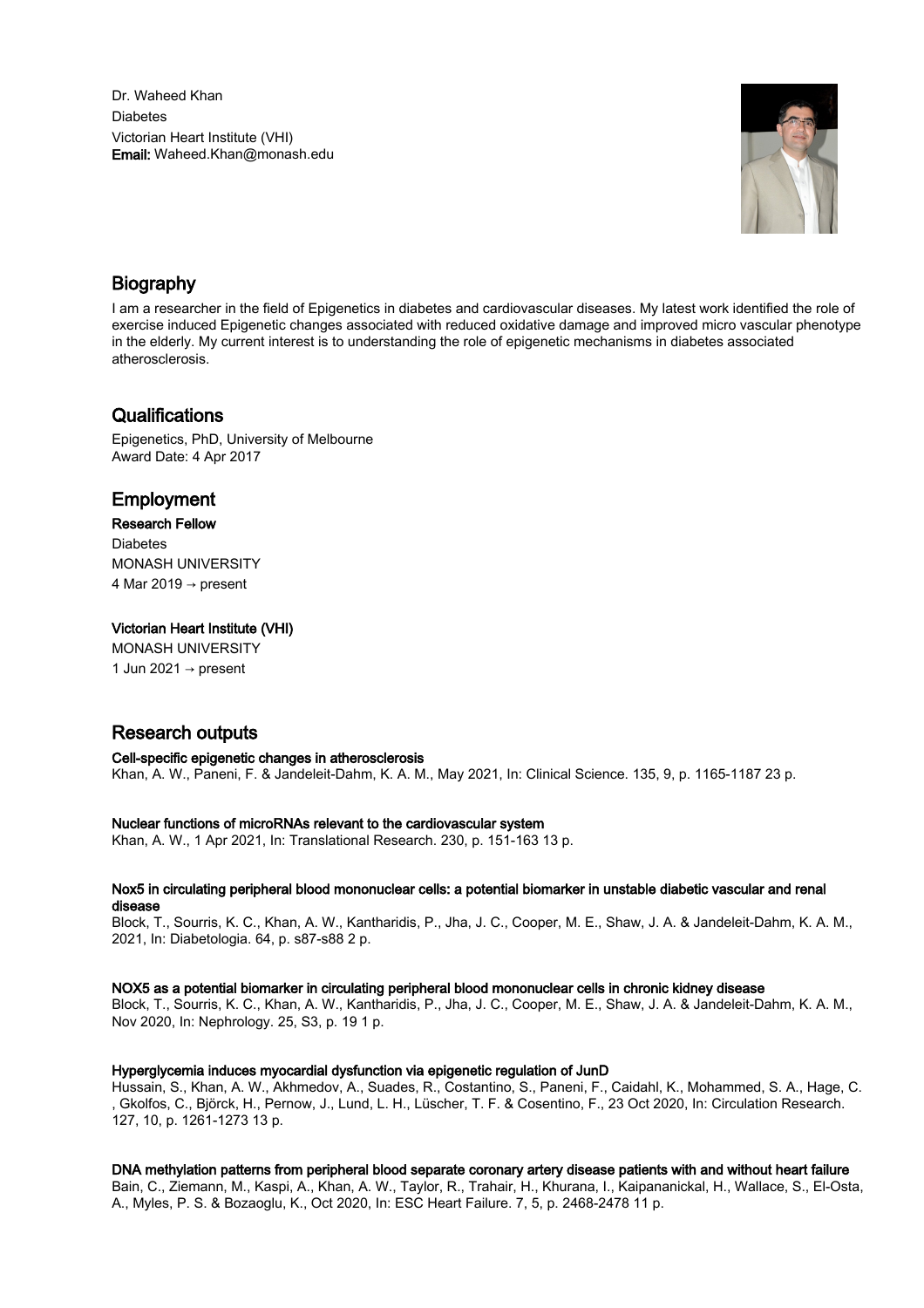Dr. Waheed Khan
Diabetes
Victorian Heart Institute (VHI)
**Email:** Waheed.Khan@monash.edu

## Biography

I am a researcher in the field of Epigenetics in diabetes and cardiovascular diseases. My latest work identified the role of exercise induced Epigenetic changes associated with reduced oxidative damage and improved micro vascular phenotype in the elderly. My current interest is to understanding the role of epigenetic mechanisms in diabetes associated atherosclerosis.

## Qualifications

Epigenetics, PhD, University of Melbourne
Award Date: 4 Apr 2017

## Employment

**Research Fellow**
Diabetes
MONASH UNIVERSITY
4 Mar 2019 → present

**Victorian Heart Institute (VHI)**
MONASH UNIVERSITY
1 Jun 2021 → present

## Research outputs

**Cell-specific epigenetic changes in atherosclerosis**
Khan, A. W., Paneni, F. & Jandeleit-Dahm, K. A. M., May 2021, In: Clinical Science. 135, 9, p. 1165-1187 23 p.

**Nuclear functions of microRNAs relevant to the cardiovascular system**
Khan, A. W., 1 Apr 2021, In: Translational Research. 230, p. 151-163 13 p.

**Nox5 in circulating peripheral blood mononuclear cells: a potential biomarker in unstable diabetic vascular and renal disease**
Block, T., Sourris, K. C., Khan, A. W., Kantharidis, P., Jha, J. C., Cooper, M. E., Shaw, J. A. & Jandeleit-Dahm, K. A. M., 2021, In: Diabetologia. 64, p. s87-s88 2 p.

**NOX5 as a potential biomarker in circulating peripheral blood mononuclear cells in chronic kidney disease**
Block, T., Sourris, K. C., Khan, A. W., Kantharidis, P., Jha, J. C., Cooper, M. E., Shaw, J. A. & Jandeleit-Dahm, K. A. M., Nov 2020, In: Nephrology. 25, S3, p. 19 1 p.

**Hyperglycemia induces myocardial dysfunction via epigenetic regulation of JunD**
Hussain, S., Khan, A. W., Akhmedov, A., Suades, R., Costantino, S., Paneni, F., Caidahl, K., Mohammed, S. A., Hage, C., Gkolfos, C., Björck, H., Pernow, J., Lund, L. H., Lüscher, T. F. & Cosentino, F., 23 Oct 2020, In: Circulation Research. 127, 10, p. 1261-1273 13 p.

**DNA methylation patterns from peripheral blood separate coronary artery disease patients with and without heart failure**
Bain, C., Ziemann, M., Kaspi, A., Khan, A. W., Taylor, R., Trahair, H., Khurana, I., Kaipananickal, H., Wallace, S., El-Osta, A., Myles, P. S. & Bozaoglu, K., Oct 2020, In: ESC Heart Failure. 7, 5, p. 2468-2478 11 p.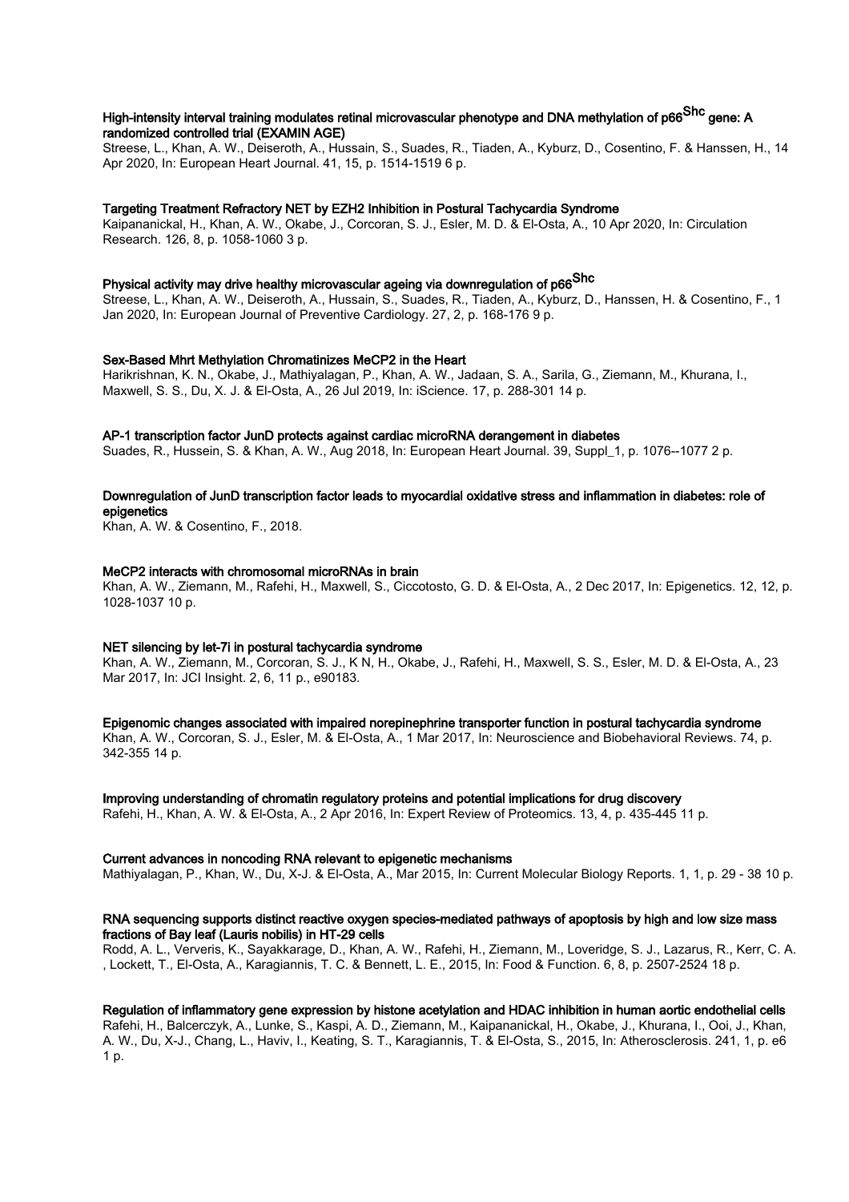**High-intensity interval training modulates retinal microvascular phenotype and DNA methylation of p66$^{Shc}$ gene: A randomized controlled trial (EXAMIN AGE)**

Streese, L., Khan, A. W., Deiseroth, A., Hussain, S., Suades, R., Tiaden, A., Kyburz, D., Cosentino, F. & Hanssen, H., 14 Apr 2020, In: European Heart Journal. 41, 15, p. 1514-1519 6 p.

**Targeting Treatment Refractory NET by EZH2 Inhibition in Postural Tachycardia Syndrome**

Kaipananickal, H., Khan, A. W., Okabe, J., Corcoran, S. J., Esler, M. D. & El-Osta, A., 10 Apr 2020, In: Circulation Research. 126, 8, p. 1058-1060 3 p.

**Physical activity may drive healthy microvascular ageing via downregulation of p66$^{Shc}$**

Streese, L., Khan, A. W., Deiseroth, A., Hussain, S., Suades, R., Tiaden, A., Kyburz, D., Hanssen, H. & Cosentino, F., 1 Jan 2020, In: European Journal of Preventive Cardiology. 27, 2, p. 168-176 9 p.

**Sex-Based Mhrt Methylation Chromatinizes MeCP2 in the Heart**

Harikrishnan, K. N., Okabe, J., Mathiyalagan, P., Khan, A. W., Jadaan, S. A., Sarila, G., Ziemann, M., Khurana, I., Maxwell, S. S., Du, X. J. & El-Osta, A., 26 Jul 2019, In: iScience. 17, p. 288-301 14 p.

**AP-1 transcription factor JunD protects against cardiac microRNA derangement in diabetes**

Suades, R., Hussein, S. & Khan, A. W., Aug 2018, In: European Heart Journal. 39, Suppl_1, p. 1076--1077 2 p.

**Downregulation of JunD transcription factor leads to myocardial oxidative stress and inflammation in diabetes: role of epigenetics**

Khan, A. W. & Cosentino, F., 2018.

**MeCP2 interacts with chromosomal microRNAs in brain**

Khan, A. W., Ziemann, M., Rafehi, H., Maxwell, S., Ciccotosto, G. D. & El-Osta, A., 2 Dec 2017, In: Epigenetics. 12, 12, p. 1028-1037 10 p.

**NET silencing by let-7i in postural tachycardia syndrome**

Khan, A. W., Ziemann, M., Corcoran, S. J., K N, H., Okabe, J., Rafehi, H., Maxwell, S. S., Esler, M. D. & El-Osta, A., 23 Mar 2017, In: JCI Insight. 2, 6, 11 p., e90183.

**Epigenomic changes associated with impaired norepinephrine transporter function in postural tachycardia syndrome**

Khan, A. W., Corcoran, S. J., Esler, M. & El-Osta, A., 1 Mar 2017, In: Neuroscience and Biobehavioral Reviews. 74, p. 342-355 14 p.

**Improving understanding of chromatin regulatory proteins and potential implications for drug discovery**

Rafehi, H., Khan, A. W. & El-Osta, A., 2 Apr 2016, In: Expert Review of Proteomics. 13, 4, p. 435-445 11 p.

**Current advances in noncoding RNA relevant to epigenetic mechanisms**

Mathiyalagan, P., Khan, W., Du, X-J. & El-Osta, A., Mar 2015, In: Current Molecular Biology Reports. 1, 1, p. 29 - 38 10 p.

**RNA sequencing supports distinct reactive oxygen species-mediated pathways of apoptosis by high and low size mass fractions of Bay leaf (Lauris nobilis) in HT-29 cells**

Rodd, A. L., Ververis, K., Sayakkarage, D., Khan, A. W., Rafehi, H., Ziemann, M., Loveridge, S. J., Lazarus, R., Kerr, C. A. , Lockett, T., El-Osta, A., Karagiannis, T. C. & Bennett, L. E., 2015, In: Food & Function. 6, 8, p. 2507-2524 18 p.

**Regulation of inflammatory gene expression by histone acetylation and HDAC inhibition in human aortic endothelial cells**

Rafehi, H., Balcerczyk, A., Lunke, S., Kaspi, A. D., Ziemann, M., Kaipananickal, H., Okabe, J., Khurana, I., Ooi, J., Khan, A. W., Du, X-J., Chang, L., Haviv, I., Keating, S. T., Karagiannis, T. & El-Osta, S., 2015, In: Atherosclerosis. 241, 1, p. e6 1 p.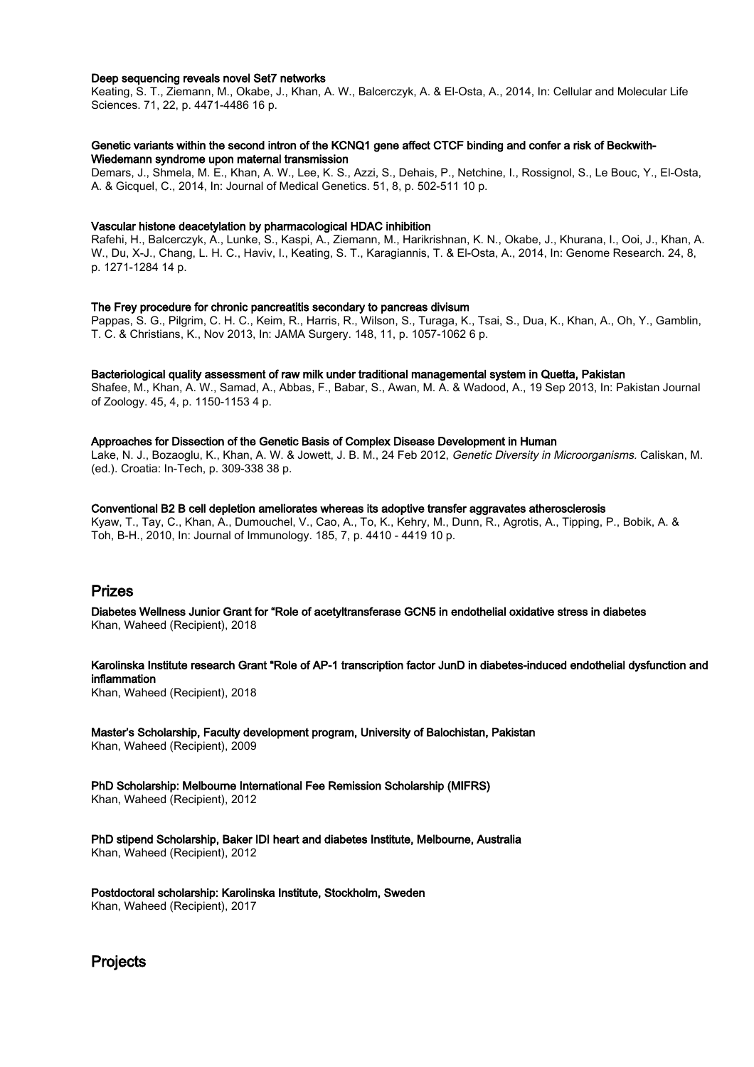**Deep sequencing reveals novel Set7 networks**
Keating, S. T., Ziemann, M., Okabe, J., Khan, A. W., Balcerczyk, A. & El-Osta, A., 2014, In: Cellular and Molecular Life Sciences. 71, 22, p. 4471-4486 16 p.

**Genetic variants within the second intron of the KCNQ1 gene affect CTCF binding and confer a risk of Beckwith-Wiedemann syndrome upon maternal transmission**
Demars, J., Shmela, M. E., Khan, A. W., Lee, K. S., Azzi, S., Dehais, P., Netchine, I., Rossignol, S., Le Bouc, Y., El-Osta, A. & Gicquel, C., 2014, In: Journal of Medical Genetics. 51, 8, p. 502-511 10 p.

**Vascular histone deacetylation by pharmacological HDAC inhibition**
Rafehi, H., Balcerczyk, A., Lunke, S., Kaspi, A., Ziemann, M., Harikrishnan, K. N., Okabe, J., Khurana, I., Ooi, J., Khan, A. W., Du, X-J., Chang, L. H. C., Haviv, I., Keating, S. T., Karagiannis, T. & El-Osta, A., 2014, In: Genome Research. 24, 8, p. 1271-1284 14 p.

**The Frey procedure for chronic pancreatitis secondary to pancreas divisum**
Pappas, S. G., Pilgrim, C. H. C., Keim, R., Harris, R., Wilson, S., Turaga, K., Tsai, S., Dua, K., Khan, A., Oh, Y., Gamblin, T. C. & Christians, K., Nov 2013, In: JAMA Surgery. 148, 11, p. 1057-1062 6 p.

**Bacteriological quality assessment of raw milk under traditional managemental system in Quetta, Pakistan**
Shafee, M., Khan, A. W., Samad, A., Abbas, F., Babar, S., Awan, M. A. & Wadood, A., 19 Sep 2013, In: Pakistan Journal of Zoology. 45, 4, p. 1150-1153 4 p.

**Approaches for Dissection of the Genetic Basis of Complex Disease Development in Human**
Lake, N. J., Bozaoglu, K., Khan, A. W. & Jowett, J. B. M., 24 Feb 2012, *Genetic Diversity in Microorganisms.* Caliskan, M. (ed.). Croatia: In-Tech, p. 309-338 38 p.

**Conventional B2 B cell depletion ameliorates whereas its adoptive transfer aggravates atherosclerosis**
Kyaw, T., Tay, C., Khan, A., Dumouchel, V., Cao, A., To, K., Kehry, M., Dunn, R., Agrotis, A., Tipping, P., Bobik, A. & Toh, B-H., 2010, In: Journal of Immunology. 185, 7, p. 4410 - 4419 10 p.

## Prizes

**Diabetes Wellness Junior Grant for "Role of acetyltransferase GCN5 in endothelial oxidative stress in diabetes**
Khan, Waheed (Recipient), 2018

**Karolinska Institute research Grant "Role of AP-1 transcription factor JunD in diabetes-induced endothelial dysfunction and inflammation**
Khan, Waheed (Recipient), 2018

**Master's Scholarship, Faculty development program, University of Balochistan, Pakistan**
Khan, Waheed (Recipient), 2009

**PhD Scholarship: Melbourne International Fee Remission Scholarship (MIFRS)**
Khan, Waheed (Recipient), 2012

**PhD stipend Scholarship, Baker IDI heart and diabetes Institute, Melbourne, Australia**
Khan, Waheed (Recipient), 2012

**Postdoctoral scholarship: Karolinska Institute, Stockholm, Sweden**
Khan, Waheed (Recipient), 2017

## Projects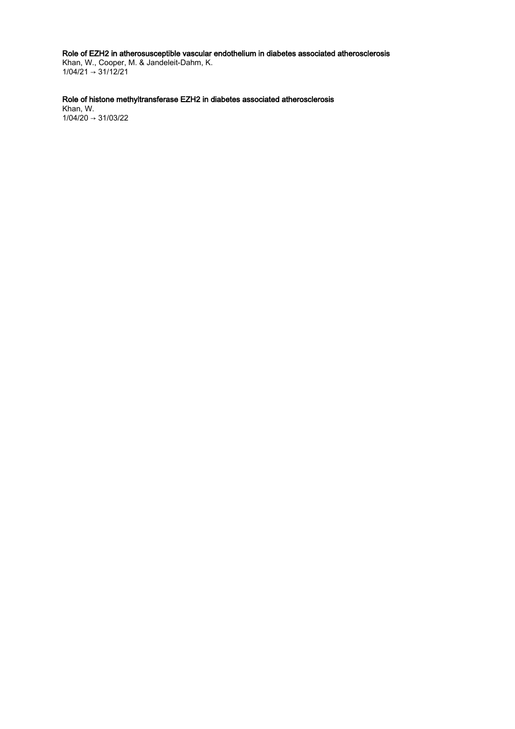**Role of EZH2 in atherosusceptible vascular endothelium in diabetes associated atherosclerosis**
Khan, W., Cooper, M. & Jandeleit-Dahm, K.
1/04/21 → 31/12/21

**Role of histone methyltransferase EZH2 in diabetes associated atherosclerosis**
Khan, W.
1/04/20 → 31/03/22